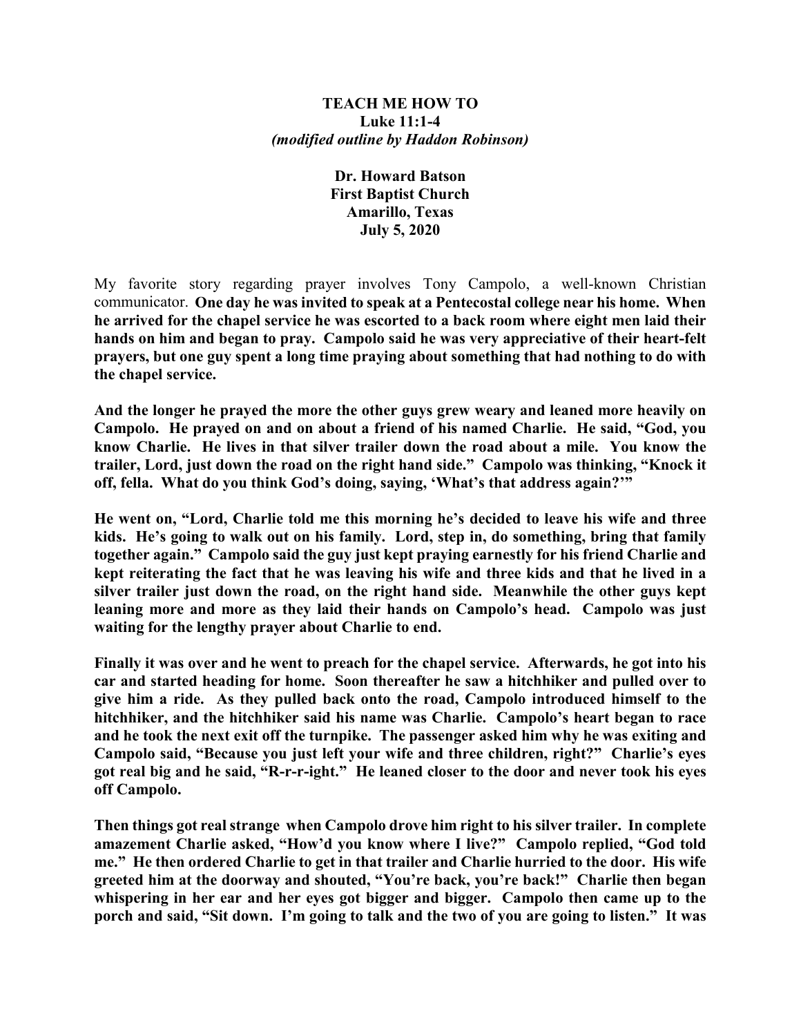**TEACH ME HOW TO**
**Luke 11:1-4**
***(modified outline by Haddon Robinson)***

**Dr. Howard Batson**
**First Baptist Church**
**Amarillo, Texas**
**July 5, 2020**

My favorite story regarding prayer involves Tony Campolo, a well-known Christian communicator. **One day he was invited to speak at a Pentecostal college near his home. When he arrived for the chapel service he was escorted to a back room where eight men laid their hands on him and began to pray. Campolo said he was very appreciative of their heart-felt prayers, but one guy spent a long time praying about something that had nothing to do with the chapel service.**

**And the longer he prayed the more the other guys grew weary and leaned more heavily on Campolo. He prayed on and on about a friend of his named Charlie. He said, "God, you know Charlie. He lives in that silver trailer down the road about a mile. You know the trailer, Lord, just down the road on the right hand side." Campolo was thinking, "Knock it off, fella. What do you think God's doing, saying, 'What's that address again?'"**

**He went on, "Lord, Charlie told me this morning he's decided to leave his wife and three kids. He's going to walk out on his family. Lord, step in, do something, bring that family together again." Campolo said the guy just kept praying earnestly for his friend Charlie and kept reiterating the fact that he was leaving his wife and three kids and that he lived in a silver trailer just down the road, on the right hand side. Meanwhile the other guys kept leaning more and more as they laid their hands on Campolo's head. Campolo was just waiting for the lengthy prayer about Charlie to end.**

**Finally it was over and he went to preach for the chapel service. Afterwards, he got into his car and started heading for home. Soon thereafter he saw a hitchhiker and pulled over to give him a ride. As they pulled back onto the road, Campolo introduced himself to the hitchhiker, and the hitchhiker said his name was Charlie. Campolo's heart began to race and he took the next exit off the turnpike. The passenger asked him why he was exiting and Campolo said, "Because you just left your wife and three children, right?" Charlie's eyes got real big and he said, "R-r-r-ight." He leaned closer to the door and never took his eyes off Campolo.**

**Then things got real strange when Campolo drove him right to his silver trailer. In complete amazement Charlie asked, "How'd you know where I live?" Campolo replied, "God told me." He then ordered Charlie to get in that trailer and Charlie hurried to the door. His wife greeted him at the doorway and shouted, "You're back, you're back!" Charlie then began whispering in her ear and her eyes got bigger and bigger. Campolo then came up to the porch and said, "Sit down. I'm going to talk and the two of you are going to listen." It was**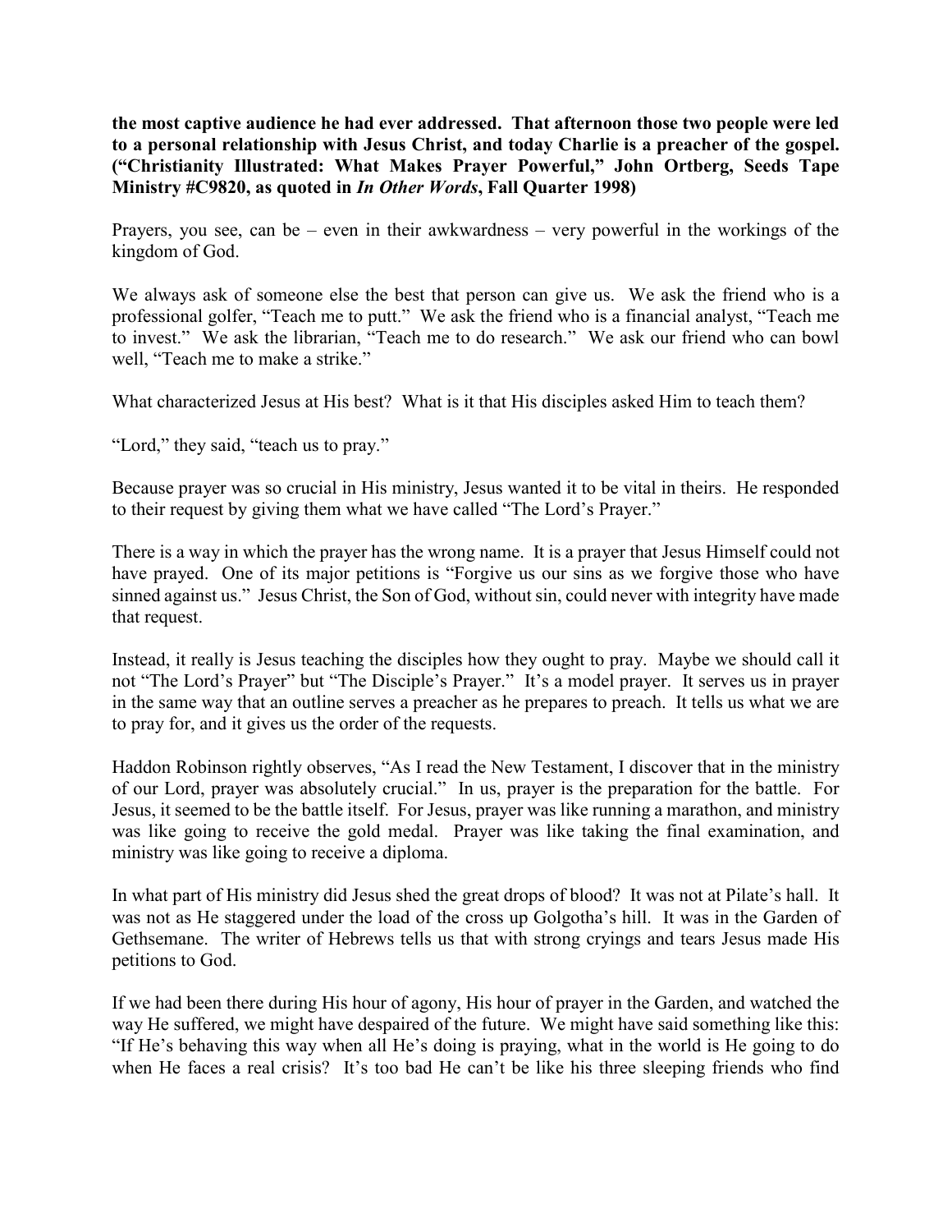**the most captive audience he had ever addressed. That afternoon those two people were led to a personal relationship with Jesus Christ, and today Charlie is a preacher of the gospel. ("Christianity Illustrated: What Makes Prayer Powerful," John Ortberg, Seeds Tape Ministry #C9820, as quoted in *In Other Words*, Fall Quarter 1998)**

Prayers, you see, can be – even in their awkwardness – very powerful in the workings of the kingdom of God.

We always ask of someone else the best that person can give us. We ask the friend who is a professional golfer, "Teach me to putt." We ask the friend who is a financial analyst, "Teach me to invest." We ask the librarian, "Teach me to do research." We ask our friend who can bowl well, "Teach me to make a strike."

What characterized Jesus at His best? What is it that His disciples asked Him to teach them?

"Lord," they said, "teach us to pray."

Because prayer was so crucial in His ministry, Jesus wanted it to be vital in theirs. He responded to their request by giving them what we have called "The Lord's Prayer."

There is a way in which the prayer has the wrong name. It is a prayer that Jesus Himself could not have prayed. One of its major petitions is "Forgive us our sins as we forgive those who have sinned against us." Jesus Christ, the Son of God, without sin, could never with integrity have made that request.

Instead, it really is Jesus teaching the disciples how they ought to pray. Maybe we should call it not "The Lord's Prayer" but "The Disciple's Prayer." It's a model prayer. It serves us in prayer in the same way that an outline serves a preacher as he prepares to preach. It tells us what we are to pray for, and it gives us the order of the requests.

Haddon Robinson rightly observes, "As I read the New Testament, I discover that in the ministry of our Lord, prayer was absolutely crucial." In us, prayer is the preparation for the battle. For Jesus, it seemed to be the battle itself. For Jesus, prayer was like running a marathon, and ministry was like going to receive the gold medal. Prayer was like taking the final examination, and ministry was like going to receive a diploma.

In what part of His ministry did Jesus shed the great drops of blood? It was not at Pilate's hall. It was not as He staggered under the load of the cross up Golgotha's hill. It was in the Garden of Gethsemane. The writer of Hebrews tells us that with strong cryings and tears Jesus made His petitions to God.

If we had been there during His hour of agony, His hour of prayer in the Garden, and watched the way He suffered, we might have despaired of the future. We might have said something like this: "If He's behaving this way when all He's doing is praying, what in the world is He going to do when He faces a real crisis? It's too bad He can't be like his three sleeping friends who find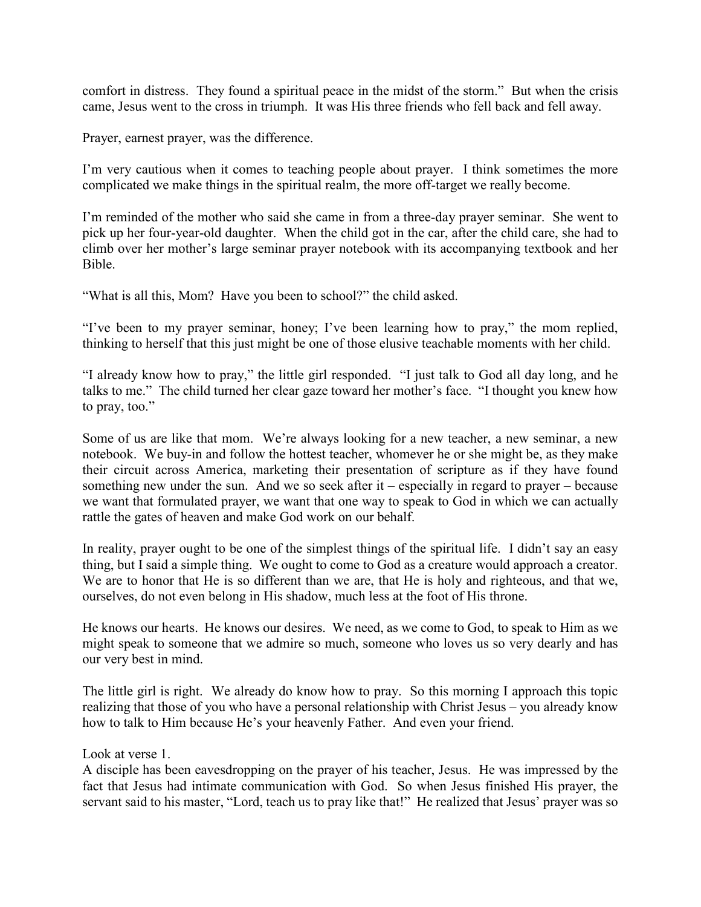comfort in distress. They found a spiritual peace in the midst of the storm." But when the crisis came, Jesus went to the cross in triumph. It was His three friends who fell back and fell away.

Prayer, earnest prayer, was the difference.

I'm very cautious when it comes to teaching people about prayer. I think sometimes the more complicated we make things in the spiritual realm, the more off-target we really become.

I'm reminded of the mother who said she came in from a three-day prayer seminar. She went to pick up her four-year-old daughter. When the child got in the car, after the child care, she had to climb over her mother's large seminar prayer notebook with its accompanying textbook and her Bible.

"What is all this, Mom? Have you been to school?" the child asked.

"I've been to my prayer seminar, honey; I've been learning how to pray," the mom replied, thinking to herself that this just might be one of those elusive teachable moments with her child.

"I already know how to pray," the little girl responded. "I just talk to God all day long, and he talks to me." The child turned her clear gaze toward her mother's face. "I thought you knew how to pray, too."

Some of us are like that mom. We're always looking for a new teacher, a new seminar, a new notebook. We buy-in and follow the hottest teacher, whomever he or she might be, as they make their circuit across America, marketing their presentation of scripture as if they have found something new under the sun. And we so seek after it – especially in regard to prayer – because we want that formulated prayer, we want that one way to speak to God in which we can actually rattle the gates of heaven and make God work on our behalf.

In reality, prayer ought to be one of the simplest things of the spiritual life. I didn't say an easy thing, but I said a simple thing. We ought to come to God as a creature would approach a creator. We are to honor that He is so different than we are, that He is holy and righteous, and that we, ourselves, do not even belong in His shadow, much less at the foot of His throne.

He knows our hearts. He knows our desires. We need, as we come to God, to speak to Him as we might speak to someone that we admire so much, someone who loves us so very dearly and has our very best in mind.

The little girl is right. We already do know how to pray. So this morning I approach this topic realizing that those of you who have a personal relationship with Christ Jesus – you already know how to talk to Him because He's your heavenly Father. And even your friend.

Look at verse 1.
A disciple has been eavesdropping on the prayer of his teacher, Jesus. He was impressed by the fact that Jesus had intimate communication with God. So when Jesus finished His prayer, the servant said to his master, "Lord, teach us to pray like that!" He realized that Jesus' prayer was so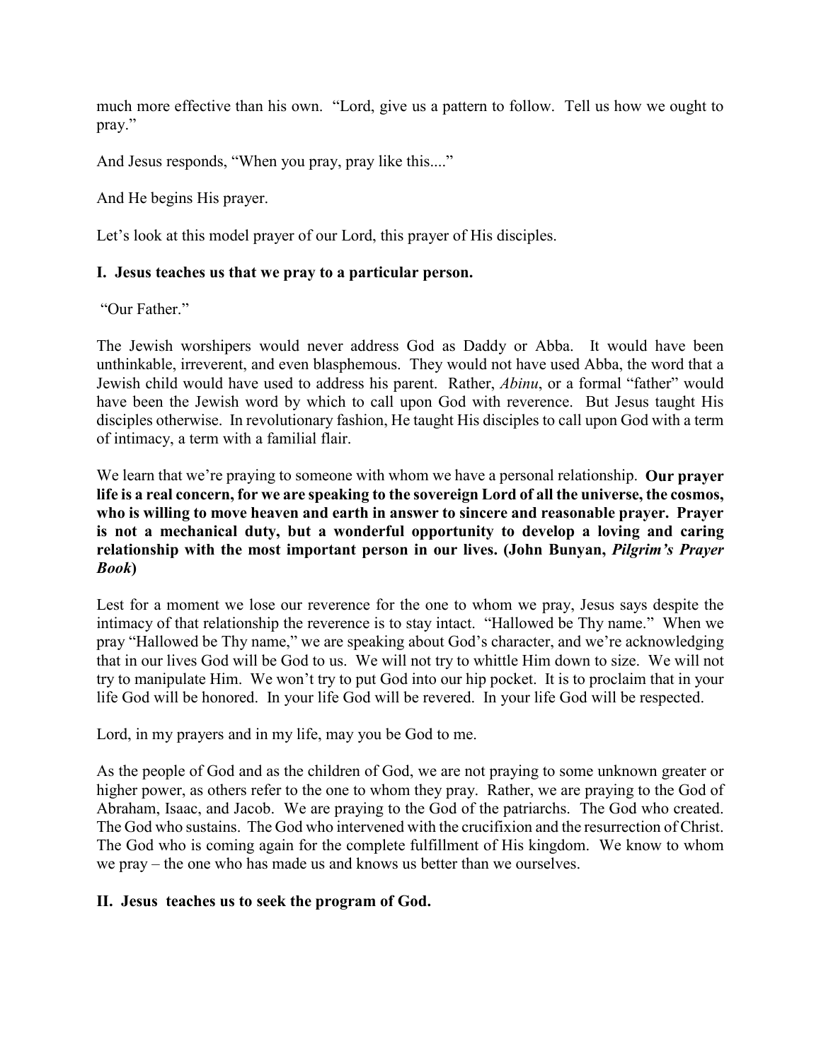much more effective than his own. "Lord, give us a pattern to follow. Tell us how we ought to pray."

And Jesus responds, "When you pray, pray like this...."

And He begins His prayer.

Let's look at this model prayer of our Lord, this prayer of His disciples.

**I. Jesus teaches us that we pray to a particular person.**

"Our Father."

The Jewish worshipers would never address God as Daddy or Abba. It would have been unthinkable, irreverent, and even blasphemous. They would not have used Abba, the word that a Jewish child would have used to address his parent. Rather, *Abinu*, or a formal "father" would have been the Jewish word by which to call upon God with reverence. But Jesus taught His disciples otherwise. In revolutionary fashion, He taught His disciples to call upon God with a term of intimacy, a term with a familial flair.

We learn that we're praying to someone with whom we have a personal relationship. **Our prayer life is a real concern, for we are speaking to the sovereign Lord of all the universe, the cosmos, who is willing to move heaven and earth in answer to sincere and reasonable prayer. Prayer is not a mechanical duty, but a wonderful opportunity to develop a loving and caring relationship with the most important person in our lives. (John Bunyan, *Pilgrim's Prayer Book*)**

Lest for a moment we lose our reverence for the one to whom we pray, Jesus says despite the intimacy of that relationship the reverence is to stay intact. "Hallowed be Thy name." When we pray "Hallowed be Thy name," we are speaking about God's character, and we're acknowledging that in our lives God will be God to us. We will not try to whittle Him down to size. We will not try to manipulate Him. We won't try to put God into our hip pocket. It is to proclaim that in your life God will be honored. In your life God will be revered. In your life God will be respected.

Lord, in my prayers and in my life, may you be God to me.

As the people of God and as the children of God, we are not praying to some unknown greater or higher power, as others refer to the one to whom they pray. Rather, we are praying to the God of Abraham, Isaac, and Jacob. We are praying to the God of the patriarchs. The God who created. The God who sustains. The God who intervened with the crucifixion and the resurrection of Christ. The God who is coming again for the complete fulfillment of His kingdom. We know to whom we pray – the one who has made us and knows us better than we ourselves.

**II. Jesus teaches us to seek the program of God.**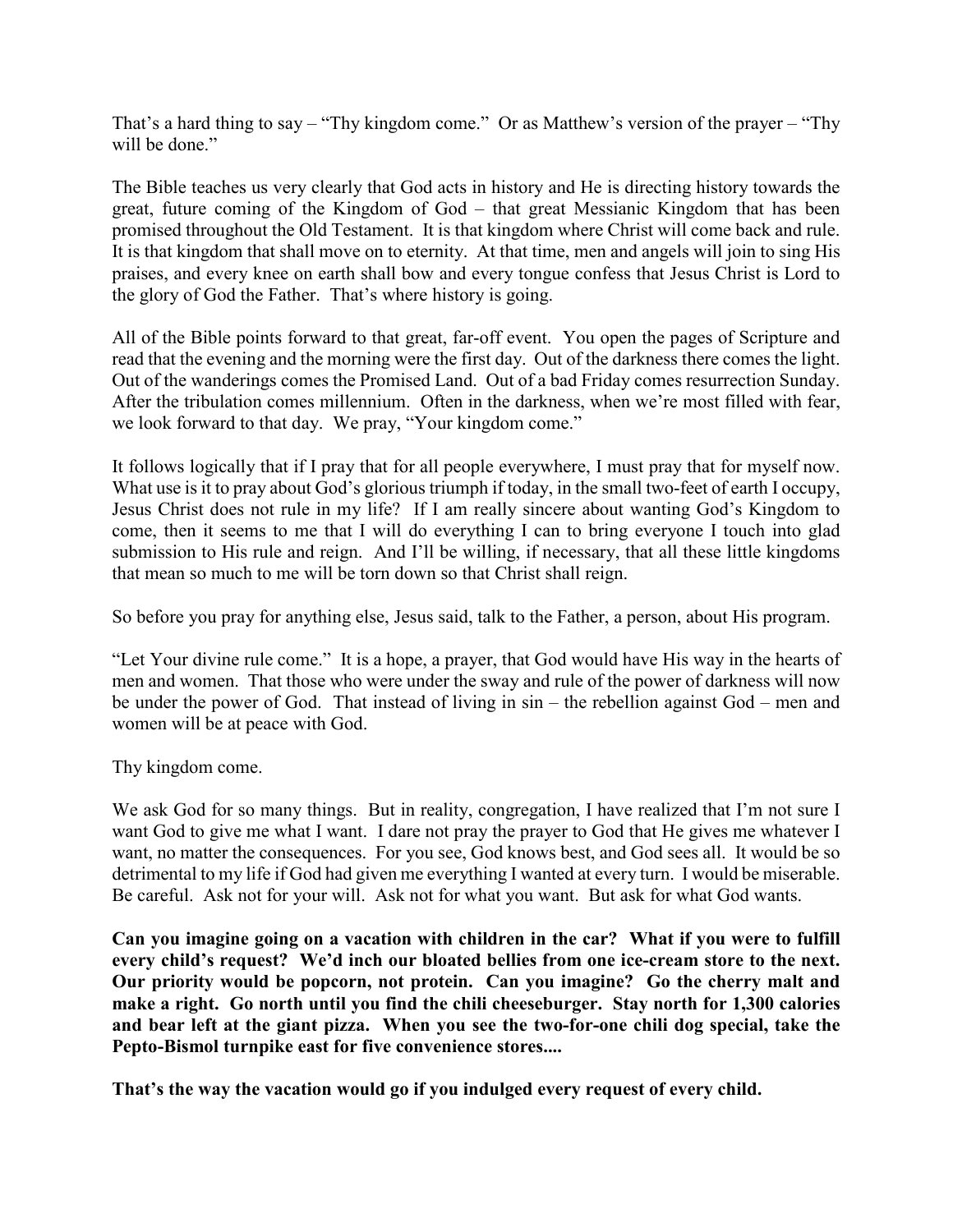That's a hard thing to say – "Thy kingdom come." Or as Matthew's version of the prayer – "Thy will be done."

The Bible teaches us very clearly that God acts in history and He is directing history towards the great, future coming of the Kingdom of God – that great Messianic Kingdom that has been promised throughout the Old Testament. It is that kingdom where Christ will come back and rule. It is that kingdom that shall move on to eternity. At that time, men and angels will join to sing His praises, and every knee on earth shall bow and every tongue confess that Jesus Christ is Lord to the glory of God the Father. That's where history is going.

All of the Bible points forward to that great, far-off event. You open the pages of Scripture and read that the evening and the morning were the first day. Out of the darkness there comes the light. Out of the wanderings comes the Promised Land. Out of a bad Friday comes resurrection Sunday. After the tribulation comes millennium. Often in the darkness, when we're most filled with fear, we look forward to that day. We pray, "Your kingdom come."

It follows logically that if I pray that for all people everywhere, I must pray that for myself now. What use is it to pray about God's glorious triumph if today, in the small two-feet of earth I occupy, Jesus Christ does not rule in my life? If I am really sincere about wanting God's Kingdom to come, then it seems to me that I will do everything I can to bring everyone I touch into glad submission to His rule and reign. And I'll be willing, if necessary, that all these little kingdoms that mean so much to me will be torn down so that Christ shall reign.

So before you pray for anything else, Jesus said, talk to the Father, a person, about His program.

"Let Your divine rule come." It is a hope, a prayer, that God would have His way in the hearts of men and women. That those who were under the sway and rule of the power of darkness will now be under the power of God. That instead of living in sin – the rebellion against God – men and women will be at peace with God.

Thy kingdom come.

We ask God for so many things. But in reality, congregation, I have realized that I'm not sure I want God to give me what I want. I dare not pray the prayer to God that He gives me whatever I want, no matter the consequences. For you see, God knows best, and God sees all. It would be so detrimental to my life if God had given me everything I wanted at every turn. I would be miserable. Be careful. Ask not for your will. Ask not for what you want. But ask for what God wants.

**Can you imagine going on a vacation with children in the car? What if you were to fulfill every child's request? We'd inch our bloated bellies from one ice-cream store to the next. Our priority would be popcorn, not protein. Can you imagine? Go the cherry malt and make a right. Go north until you find the chili cheeseburger. Stay north for 1,300 calories and bear left at the giant pizza. When you see the two-for-one chili dog special, take the Pepto-Bismol turnpike east for five convenience stores....**

**That's the way the vacation would go if you indulged every request of every child.**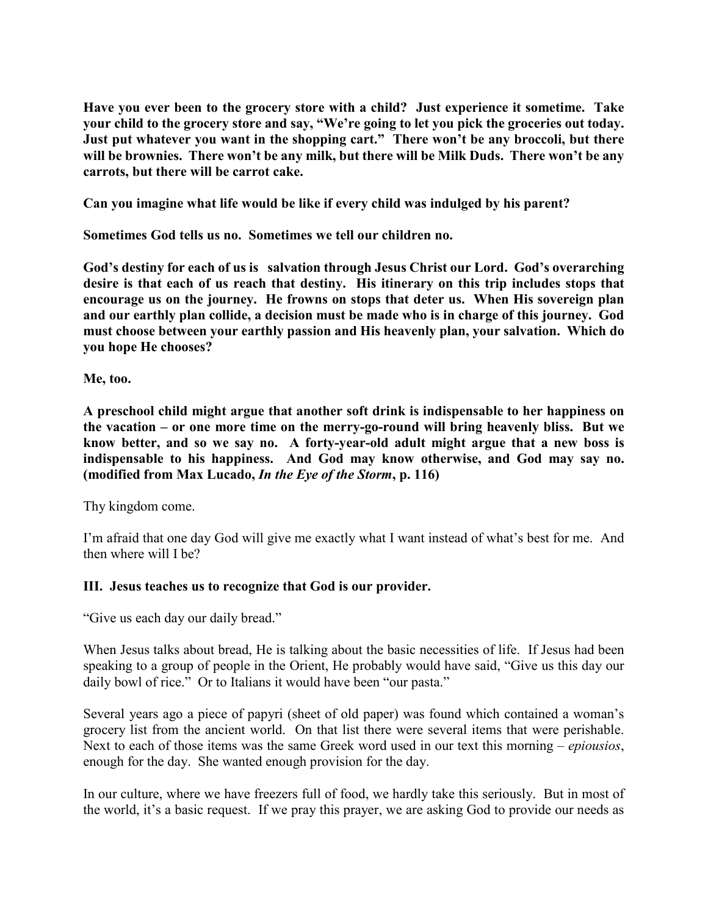**Have you ever been to the grocery store with a child? Just experience it sometime. Take your child to the grocery store and say, "We're going to let you pick the groceries out today. Just put whatever you want in the shopping cart." There won't be any broccoli, but there will be brownies. There won't be any milk, but there will be Milk Duds. There won't be any carrots, but there will be carrot cake.**

**Can you imagine what life would be like if every child was indulged by his parent?**

**Sometimes God tells us no. Sometimes we tell our children no.**

**God's destiny for each of us is salvation through Jesus Christ our Lord. God's overarching desire is that each of us reach that destiny. His itinerary on this trip includes stops that encourage us on the journey. He frowns on stops that deter us. When His sovereign plan and our earthly plan collide, a decision must be made who is in charge of this journey. God must choose between your earthly passion and His heavenly plan, your salvation. Which do you hope He chooses?**

**Me, too.**

**A preschool child might argue that another soft drink is indispensable to her happiness on the vacation – or one more time on the merry-go-round will bring heavenly bliss. But we know better, and so we say no. A forty-year-old adult might argue that a new boss is indispensable to his happiness. And God may know otherwise, and God may say no. (modified from Max Lucado, *In the Eye of the Storm*, p. 116)**

Thy kingdom come.

I'm afraid that one day God will give me exactly what I want instead of what's best for me. And then where will I be?

### III. Jesus teaches us to recognize that God is our provider.

"Give us each day our daily bread."

When Jesus talks about bread, He is talking about the basic necessities of life. If Jesus had been speaking to a group of people in the Orient, He probably would have said, "Give us this day our daily bowl of rice." Or to Italians it would have been "our pasta."

Several years ago a piece of papyri (sheet of old paper) was found which contained a woman's grocery list from the ancient world. On that list there were several items that were perishable. Next to each of those items was the same Greek word used in our text this morning – *epiousios*, enough for the day. She wanted enough provision for the day.

In our culture, where we have freezers full of food, we hardly take this seriously. But in most of the world, it's a basic request. If we pray this prayer, we are asking God to provide our needs as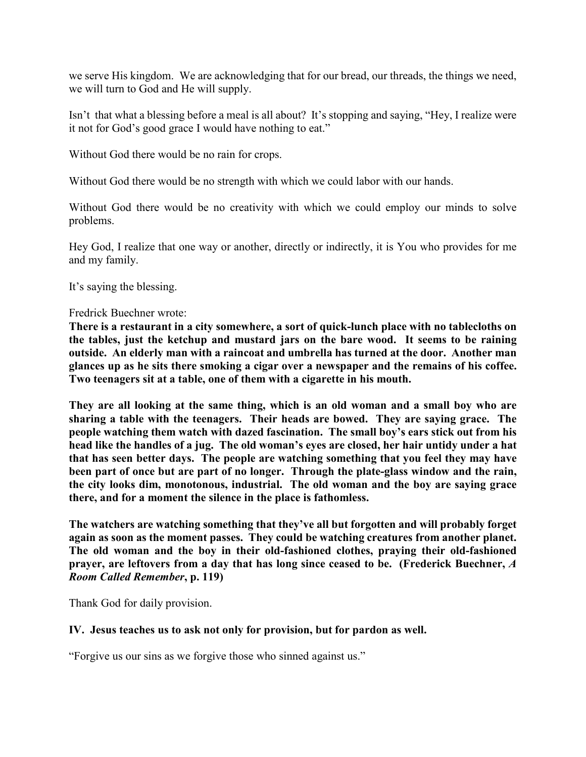we serve His kingdom. We are acknowledging that for our bread, our threads, the things we need, we will turn to God and He will supply.

Isn't that what a blessing before a meal is all about? It's stopping and saying, "Hey, I realize were it not for God's good grace I would have nothing to eat."

Without God there would be no rain for crops.

Without God there would be no strength with which we could labor with our hands.

Without God there would be no creativity with which we could employ our minds to solve problems.

Hey God, I realize that one way or another, directly or indirectly, it is You who provides for me and my family.

It's saying the blessing.

Fredrick Buechner wrote:

**There is a restaurant in a city somewhere, a sort of quick-lunch place with no tablecloths on the tables, just the ketchup and mustard jars on the bare wood. It seems to be raining outside. An elderly man with a raincoat and umbrella has turned at the door. Another man glances up as he sits there smoking a cigar over a newspaper and the remains of his coffee. Two teenagers sit at a table, one of them with a cigarette in his mouth.**

**They are all looking at the same thing, which is an old woman and a small boy who are sharing a table with the teenagers. Their heads are bowed. They are saying grace. The people watching them watch with dazed fascination. The small boy's ears stick out from his head like the handles of a jug. The old woman's eyes are closed, her hair untidy under a hat that has seen better days. The people are watching something that you feel they may have been part of once but are part of no longer. Through the plate-glass window and the rain, the city looks dim, monotonous, industrial. The old woman and the boy are saying grace there, and for a moment the silence in the place is fathomless.**

**The watchers are watching something that they've all but forgotten and will probably forget again as soon as the moment passes. They could be watching creatures from another planet. The old woman and the boy in their old-fashioned clothes, praying their old-fashioned prayer, are leftovers from a day that has long since ceased to be. (Frederick Buechner, *A Room Called Remember*, p. 119)**

Thank God for daily provision.

**IV. Jesus teaches us to ask not only for provision, but for pardon as well.**

"Forgive us our sins as we forgive those who sinned against us."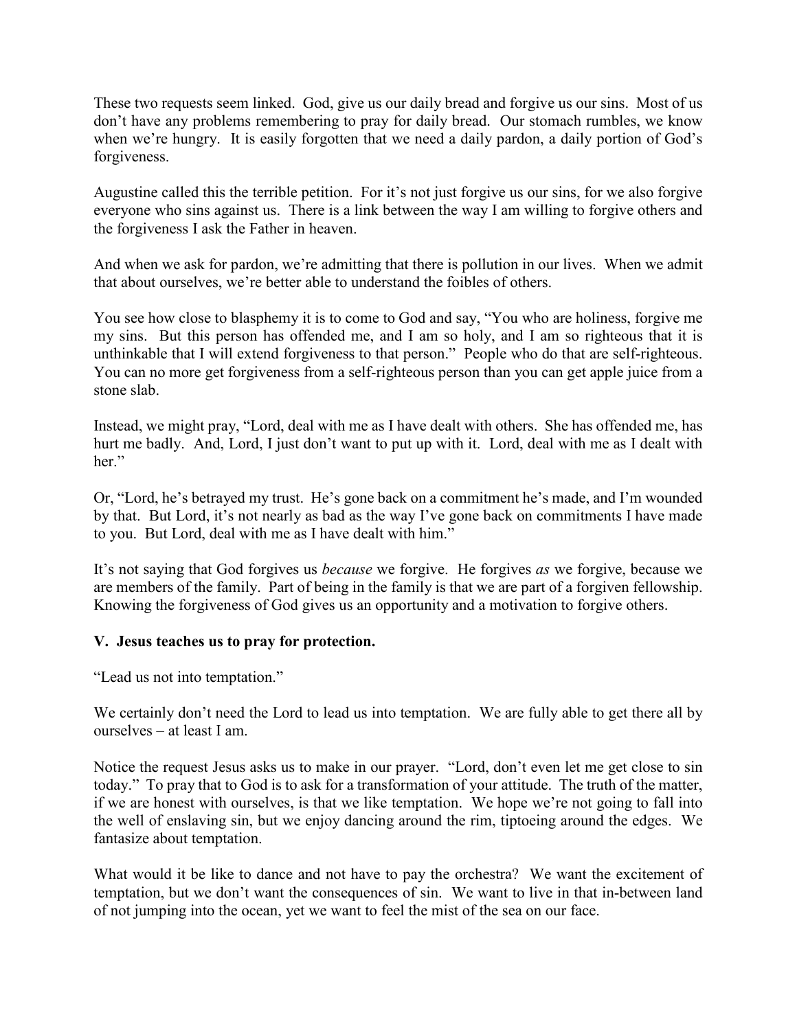These two requests seem linked. God, give us our daily bread and forgive us our sins. Most of us don't have any problems remembering to pray for daily bread. Our stomach rumbles, we know when we're hungry. It is easily forgotten that we need a daily pardon, a daily portion of God's forgiveness.

Augustine called this the terrible petition. For it's not just forgive us our sins, for we also forgive everyone who sins against us. There is a link between the way I am willing to forgive others and the forgiveness I ask the Father in heaven.

And when we ask for pardon, we're admitting that there is pollution in our lives. When we admit that about ourselves, we're better able to understand the foibles of others.

You see how close to blasphemy it is to come to God and say, "You who are holiness, forgive me my sins. But this person has offended me, and I am so holy, and I am so righteous that it is unthinkable that I will extend forgiveness to that person." People who do that are self-righteous. You can no more get forgiveness from a self-righteous person than you can get apple juice from a stone slab.

Instead, we might pray, "Lord, deal with me as I have dealt with others. She has offended me, has hurt me badly. And, Lord, I just don't want to put up with it. Lord, deal with me as I dealt with her."

Or, "Lord, he's betrayed my trust. He's gone back on a commitment he's made, and I'm wounded by that. But Lord, it's not nearly as bad as the way I've gone back on commitments I have made to you. But Lord, deal with me as I have dealt with him."

It's not saying that God forgives us *because* we forgive. He forgives *as* we forgive, because we are members of the family. Part of being in the family is that we are part of a forgiven fellowship. Knowing the forgiveness of God gives us an opportunity and a motivation to forgive others.

**V. Jesus teaches us to pray for protection.**

"Lead us not into temptation."

We certainly don't need the Lord to lead us into temptation. We are fully able to get there all by ourselves – at least I am.

Notice the request Jesus asks us to make in our prayer. "Lord, don't even let me get close to sin today." To pray that to God is to ask for a transformation of your attitude. The truth of the matter, if we are honest with ourselves, is that we like temptation. We hope we're not going to fall into the well of enslaving sin, but we enjoy dancing around the rim, tiptoeing around the edges. We fantasize about temptation.

What would it be like to dance and not have to pay the orchestra? We want the excitement of temptation, but we don't want the consequences of sin. We want to live in that in-between land of not jumping into the ocean, yet we want to feel the mist of the sea on our face.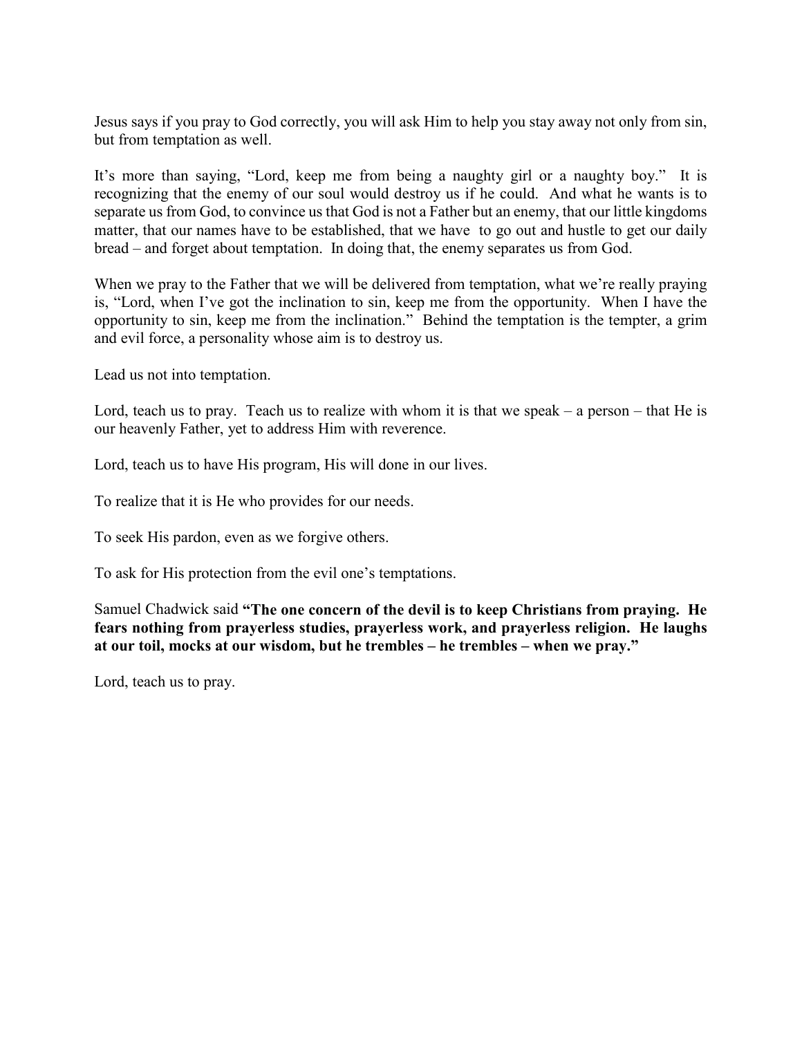Jesus says if you pray to God correctly, you will ask Him to help you stay away not only from sin, but from temptation as well.

It's more than saying, "Lord, keep me from being a naughty girl or a naughty boy." It is recognizing that the enemy of our soul would destroy us if he could. And what he wants is to separate us from God, to convince us that God is not a Father but an enemy, that our little kingdoms matter, that our names have to be established, that we have to go out and hustle to get our daily bread – and forget about temptation. In doing that, the enemy separates us from God.

When we pray to the Father that we will be delivered from temptation, what we're really praying is, "Lord, when I've got the inclination to sin, keep me from the opportunity. When I have the opportunity to sin, keep me from the inclination." Behind the temptation is the tempter, a grim and evil force, a personality whose aim is to destroy us.

Lead us not into temptation.

Lord, teach us to pray. Teach us to realize with whom it is that we speak – a person – that He is our heavenly Father, yet to address Him with reverence.

Lord, teach us to have His program, His will done in our lives.

To realize that it is He who provides for our needs.

To seek His pardon, even as we forgive others.

To ask for His protection from the evil one's temptations.

Samuel Chadwick said **"The one concern of the devil is to keep Christians from praying. He fears nothing from prayerless studies, prayerless work, and prayerless religion. He laughs at our toil, mocks at our wisdom, but he trembles – he trembles – when we pray."**

Lord, teach us to pray.